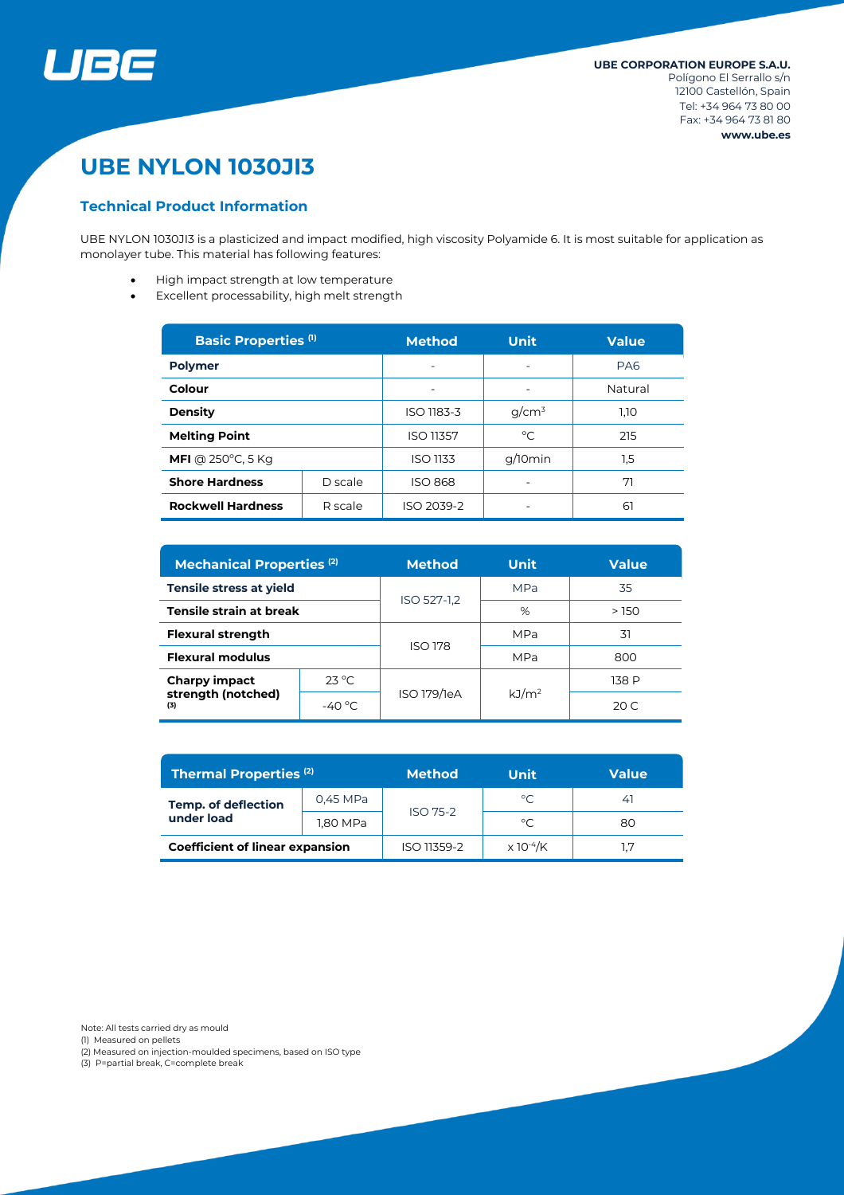UBE

**UBE CORPORATION EUROPE S.A.U.**
Polígono El Serrallo s/n
12100 Castellón, Spain
Tel: +34 964 73 80 00
Fax: +34 964 73 81 80
**www.ube.es**

# UBE NYLON 1030JI3

## Technical Product Information

UBE NYLON 1030JI3 is a plasticized and impact modified, high viscosity Polyamide 6. It is most suitable for application as monolayer tube. This material has following features:

- High impact strength at low temperature
- Excellent processability, high melt strength

| Basic Properties (1) | | Method | Unit | Value |
|---|---|---|---|---|
| **Polymer** | | - | - | PA6 |
| **Colour** | | - | - | Natural |
| **Density** | | ISO 1183-3 | g/cm³ | 1,10 |
| **Melting Point** | | ISO 11357 | °C | 215 |
| **MFI** @ 250°C, 5 Kg | | ISO 1133 | g/10min | 1,5 |
| **Shore Hardness** | D scale | ISO 868 | - | 71 |
| **Rockwell Hardness** | R scale | ISO 2039-2 | - | 61 |

| Mechanical Properties (2) | | Method | Unit | Value |
|---|---|---|---|---|
| **Tensile stress at yield** | | ISO 527-1,2 | MPa | 35 |
| **Tensile strain at break** | | | % | > 150 |
| **Flexural strength** | | ISO 178 | MPa | 31 |
| **Flexural modulus** | | | MPa | 800 |
| **Charpy impact strength (notched)** (3) | 23 °C | ISO 179/1eA | kJ/m² | 138 P |
| | -40 °C | | | 20 C |

| Thermal Properties (2) | | Method | Unit | Value |
|---|---|---|---|---|
| **Temp. of deflection under load** | 0,45 MPa | ISO 75-2 | °C | 41 |
| | 1,80 MPa | | °C | 80 |
| **Coefficient of linear expansion** | | ISO 11359-2 | $\times 10^{-4}$/K | 1,7 |

Note: All tests carried dry as mould
(1) Measured on pellets
(2) Measured on injection-moulded specimens, based on ISO type
(3) P=partial break, C=complete break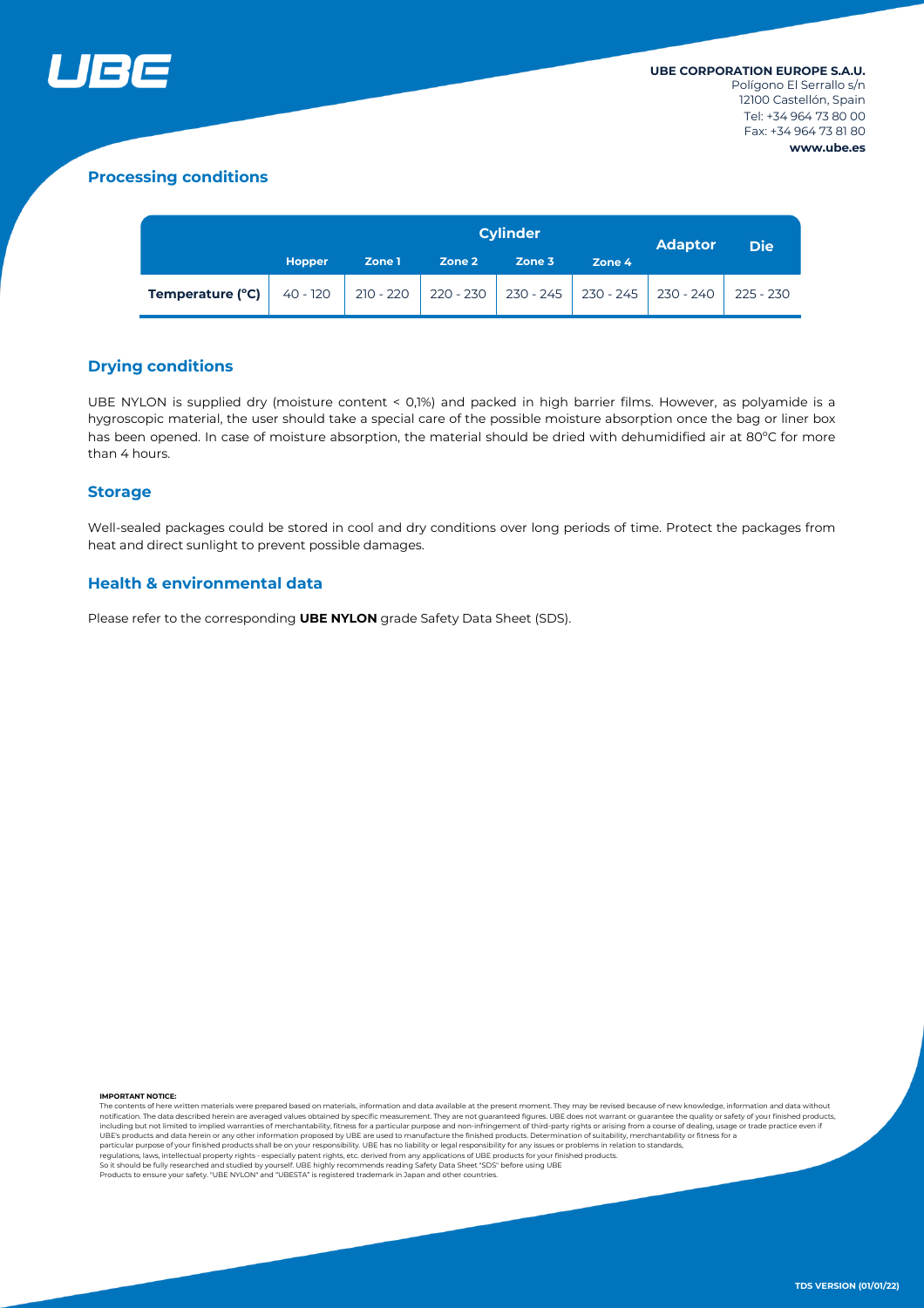**UBE CORPORATION EUROPE S.A.U.**
Polígono El Serrallo s/n
12100 Castellón, Spain
Tel: +34 964 73 80 00
Fax: +34 964 73 81 80
**www.ube.es**

## Processing conditions

| | Cylinder | | | | | Adaptor | Die |
|---|---|---|---|---|---|---|---|
| | Hopper | Zone 1 | Zone 2 | Zone 3 | Zone 4 | | |
| **Temperature (°C)** | 40 - 120 | 210 - 220 | 220 - 230 | 230 - 245 | 230 - 245 | 230 - 240 | 225 - 230 |

## Drying conditions

UBE NYLON is supplied dry (moisture content < 0,1%) and packed in high barrier films. However, as polyamide is a hygroscopic material, the user should take a special care of the possible moisture absorption once the bag or liner box has been opened. In case of moisture absorption, the material should be dried with dehumidified air at 80°C for more than 4 hours.

## Storage

Well-sealed packages could be stored in cool and dry conditions over long periods of time. Protect the packages from heat and direct sunlight to prevent possible damages.

## Health & environmental data

Please refer to the corresponding **UBE NYLON** grade Safety Data Sheet (SDS).

**IMPORTANT NOTICE:**
The contents of here written materials were prepared based on materials, information and data available at the present moment. They may be revised because of new knowledge, information and data without notification. The data described herein are averaged values obtained by specific measurement. They are not guaranteed figures. UBE does not warrant or guarantee the quality or safety of your finished products, including but not limited to implied warranties of merchantability, fitness for a particular purpose and non-infringement of third-party rights or arising from a course of dealing, usage or trade practice even if UBE's products and data herein or any other information proposed by UBE are used to manufacture the finished products. Determination of suitability, merchantability or fitness for a particular purpose of your finished products shall be on your responsibility. UBE has no liability or legal responsibility for any issues or problems in relation to standards, regulations, laws, intellectual property rights - especially patent rights, etc. derived from any applications of UBE products for your finished products. So it should be fully researched and studied by yourself. UBE highly recommends reading Safety Data Sheet "SDS" before using UBE Products to ensure your safety. "UBE NYLON" and "UBESTA" is registered trademark in Japan and other countries.

**TDS VERSION (01/01/22)**